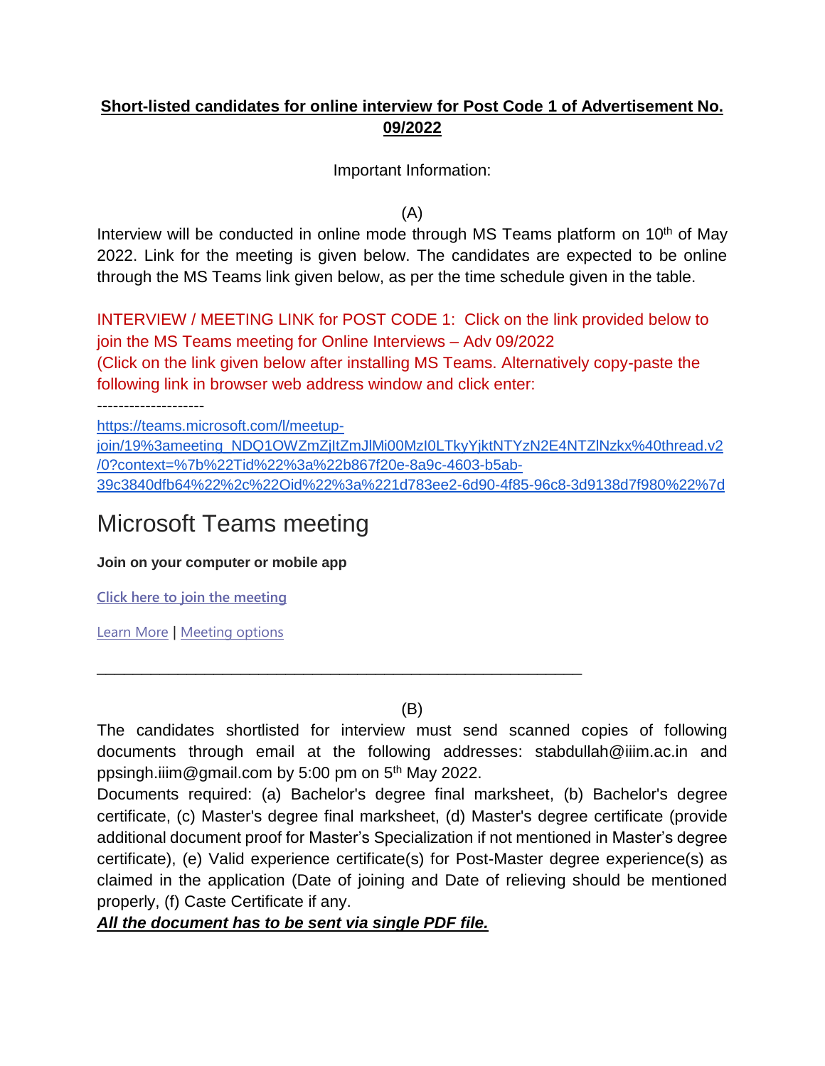**Short-listed candidates for online interview for Post Code 1 of Advertisement No. 09/2022**

Important Information:

(A)

Interview will be conducted in online mode through MS Teams platform on 10th of May 2022. Link for the meeting is given below. The candidates are expected to be online through the MS Teams link given below, as per the time schedule given in the table.

INTERVIEW / MEETING LINK for POST CODE 1: Click on the link provided below to join the MS Teams meeting for Online Interviews – Adv 09/2022
(Click on the link given below after installing MS Teams. Alternatively copy-paste the following link in browser web address window and click enter:

--------------------

https://teams.microsoft.com/l/meetup-join/19%3ameeting_NDQ1OWZmZjItZmJlMi00MzI0LTkyYjktNTYzN2E4NTZlNzkx%40thread.v2/0?context=%7b%22Tid%22%3a%22b867f20e-8a9c-4603-b5ab-39c3840dfb64%22%2c%22Oid%22%3a%221d783ee2-6d90-4f85-96c8-3d9138d7f980%22%7d

# Microsoft Teams meeting

**Join on your computer or mobile app**

Click here to join the meeting

Learn More | Meeting options

---

(B)

The candidates shortlisted for interview must send scanned copies of following documents through email at the following addresses: stabdullah@iiim.ac.in and ppsingh.iiim@gmail.com by 5:00 pm on 5th May 2022.

Documents required: (a) Bachelor's degree final marksheet, (b) Bachelor's degree certificate, (c) Master's degree final marksheet, (d) Master's degree certificate (provide additional document proof for Master's Specialization if not mentioned in Master's degree certificate), (e) Valid experience certificate(s) for Post-Master degree experience(s) as claimed in the application (Date of joining and Date of relieving should be mentioned properly, (f) Caste Certificate if any.

***All the document has to be sent via single PDF file.***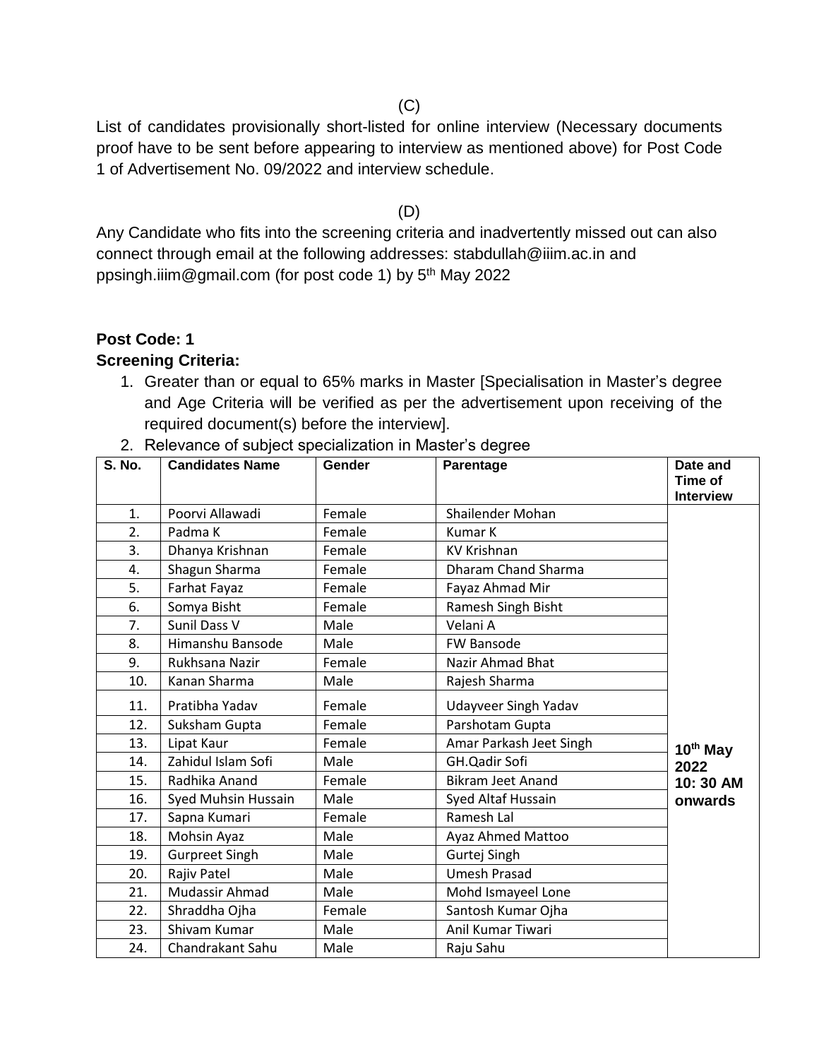(C)

List of candidates provisionally short-listed for online interview (Necessary documents proof have to be sent before appearing to interview as mentioned above) for Post Code 1 of Advertisement No. 09/2022 and interview schedule.

(D)

Any Candidate who fits into the screening criteria and inadvertently missed out can also connect through email at the following addresses: stabdullah@iiim.ac.in and ppsingh.iiim@gmail.com (for post code 1) by 5th May 2022

**Post Code: 1**

**Screening Criteria:**

1. Greater than or equal to 65% marks in Master [Specialisation in Master's degree and Age Criteria will be verified as per the advertisement upon receiving of the required document(s) before the interview].
2. Relevance of subject specialization in Master's degree

| S. No. | Candidates Name | Gender | Parentage | Date and Time of Interview |
|---|---|---|---|---|
| 1. | Poorvi Allawadi | Female | Shailender Mohan | 10th May 2022 10: 30 AM onwards |
| 2. | Padma K | Female | Kumar K | |
| 3. | Dhanya Krishnan | Female | KV Krishnan | |
| 4. | Shagun Sharma | Female | Dharam Chand Sharma | |
| 5. | Farhat Fayaz | Female | Fayaz Ahmad Mir | |
| 6. | Somya Bisht | Female | Ramesh Singh Bisht | |
| 7. | Sunil Dass V | Male | Velani A | |
| 8. | Himanshu Bansode | Male | FW Bansode | |
| 9. | Rukhsana Nazir | Female | Nazir Ahmad Bhat | |
| 10. | Kanan Sharma | Male | Rajesh Sharma | |
| 11. | Pratibha Yadav | Female | Udayveer Singh Yadav | |
| 12. | Suksham Gupta | Female | Parshotam Gupta | |
| 13. | Lipat Kaur | Female | Amar Parkash Jeet Singh | |
| 14. | Zahidul Islam Sofi | Male | GH.Qadir Sofi | |
| 15. | Radhika Anand | Female | Bikram Jeet Anand | |
| 16. | Syed Muhsin Hussain | Male | Syed Altaf Hussain | |
| 17. | Sapna Kumari | Female | Ramesh Lal | |
| 18. | Mohsin Ayaz | Male | Ayaz Ahmed Mattoo | |
| 19. | Gurpreet Singh | Male | Gurtej Singh | |
| 20. | Rajiv Patel | Male | Umesh Prasad | |
| 21. | Mudassir Ahmad | Male | Mohd Ismayeel Lone | |
| 22. | Shraddha Ojha | Female | Santosh Kumar Ojha | |
| 23. | Shivam Kumar | Male | Anil Kumar Tiwari | |
| 24. | Chandrakant Sahu | Male | Raju Sahu | |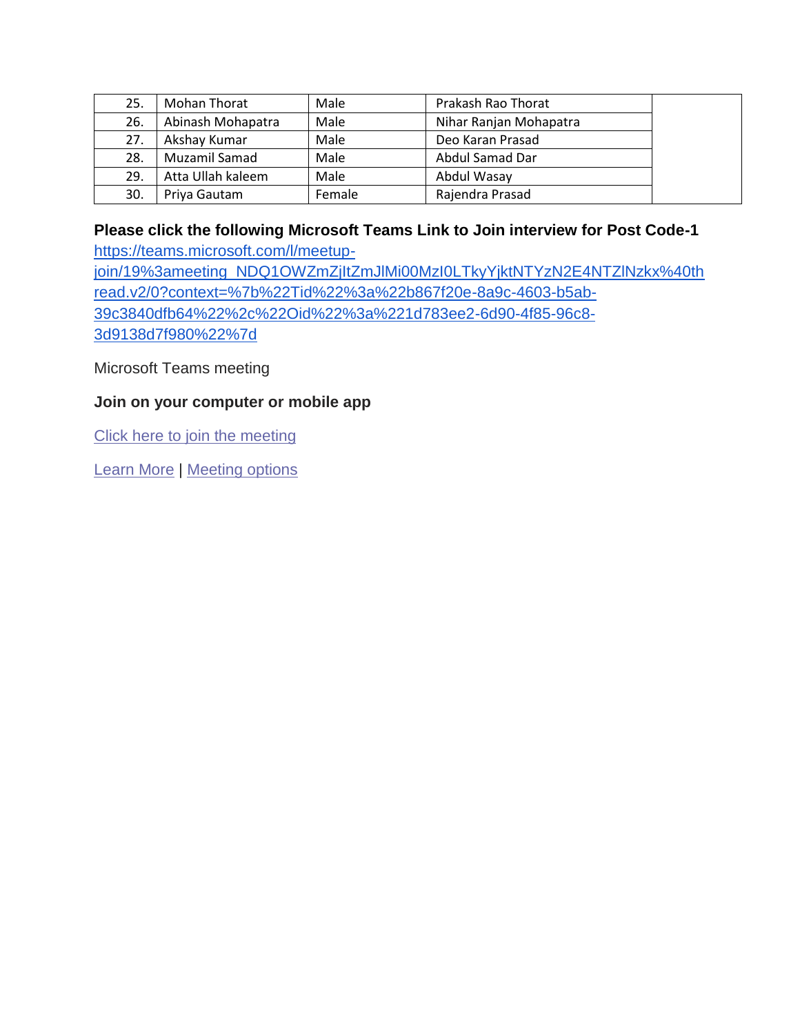| | | | | |
|---|---|---|---|---|
| 25. | Mohan Thorat | Male | Prakash Rao Thorat | |
| 26. | Abinash Mohapatra | Male | Nihar Ranjan Mohapatra | |
| 27. | Akshay Kumar | Male | Deo Karan Prasad | |
| 28. | Muzamil Samad | Male | Abdul Samad Dar | |
| 29. | Atta Ullah kaleem | Male | Abdul Wasay | |
| 30. | Priya Gautam | Female | Rajendra Prasad | |

**Please click the following Microsoft Teams Link to Join interview for Post Code-1**

https://teams.microsoft.com/l/meetup-join/19%3ameeting_NDQ1OWZmZjItZmJlMi00MzI0LTkyYjktNTYzN2E4NTZlNzkx%40thread.v2/0?context=%7b%22Tid%22%3a%22b867f20e-8a9c-4603-b5ab-39c3840dfb64%22%2c%22Oid%22%3a%221d783ee2-6d90-4f85-96c8-3d9138d7f980%22%7d

Microsoft Teams meeting

**Join on your computer or mobile app**

Click here to join the meeting

Learn More | Meeting options